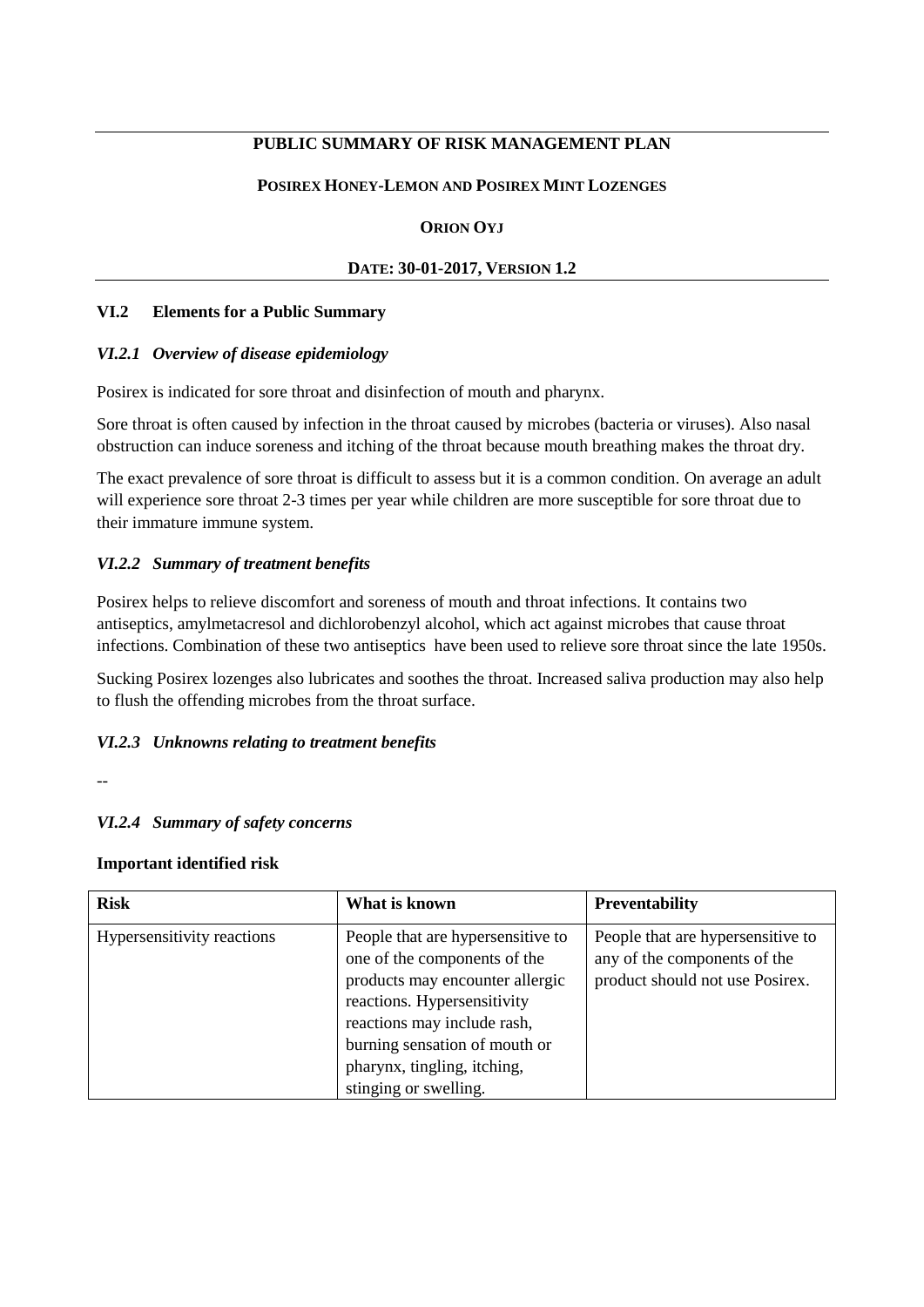**PUBLIC SUMMARY OF RISK MANAGEMENT PLAN**

**POSIREX HONEY-LEMON AND POSIREX MINT LOZENGES**

**ORION OYJ**

**DATE: 30-01-2017, VERSION 1.2**

## VI.2 Elements for a Public Summary

### *VI.2.1 Overview of disease epidemiology*

Posirex is indicated for sore throat and disinfection of mouth and pharynx.

Sore throat is often caused by infection in the throat caused by microbes (bacteria or viruses). Also nasal obstruction can induce soreness and itching of the throat because mouth breathing makes the throat dry.

The exact prevalence of sore throat is difficult to assess but it is a common condition. On average an adult will experience sore throat 2-3 times per year while children are more susceptible for sore throat due to their immature immune system.

### *VI.2.2 Summary of treatment benefits*

Posirex helps to relieve discomfort and soreness of mouth and throat infections. It contains two antiseptics, amylmetacresol and dichlorobenzyl alcohol, which act against microbes that cause throat infections. Combination of these two antiseptics have been used to relieve sore throat since the late 1950s.

Sucking Posirex lozenges also lubricates and soothes the throat. Increased saliva production may also help to flush the offending microbes from the throat surface.

### *VI.2.3 Unknowns relating to treatment benefits*

--

### *VI.2.4 Summary of safety concerns*

**Important identified risk**

| Risk | What is known | Preventability |
|---|---|---|
| Hypersensitivity reactions | People that are hypersensitive to one of the components of the products may encounter allergic reactions. Hypersensitivity reactions may include rash, burning sensation of mouth or pharynx, tingling, itching, stinging or swelling. | People that are hypersensitive to any of the components of the product should not use Posirex. |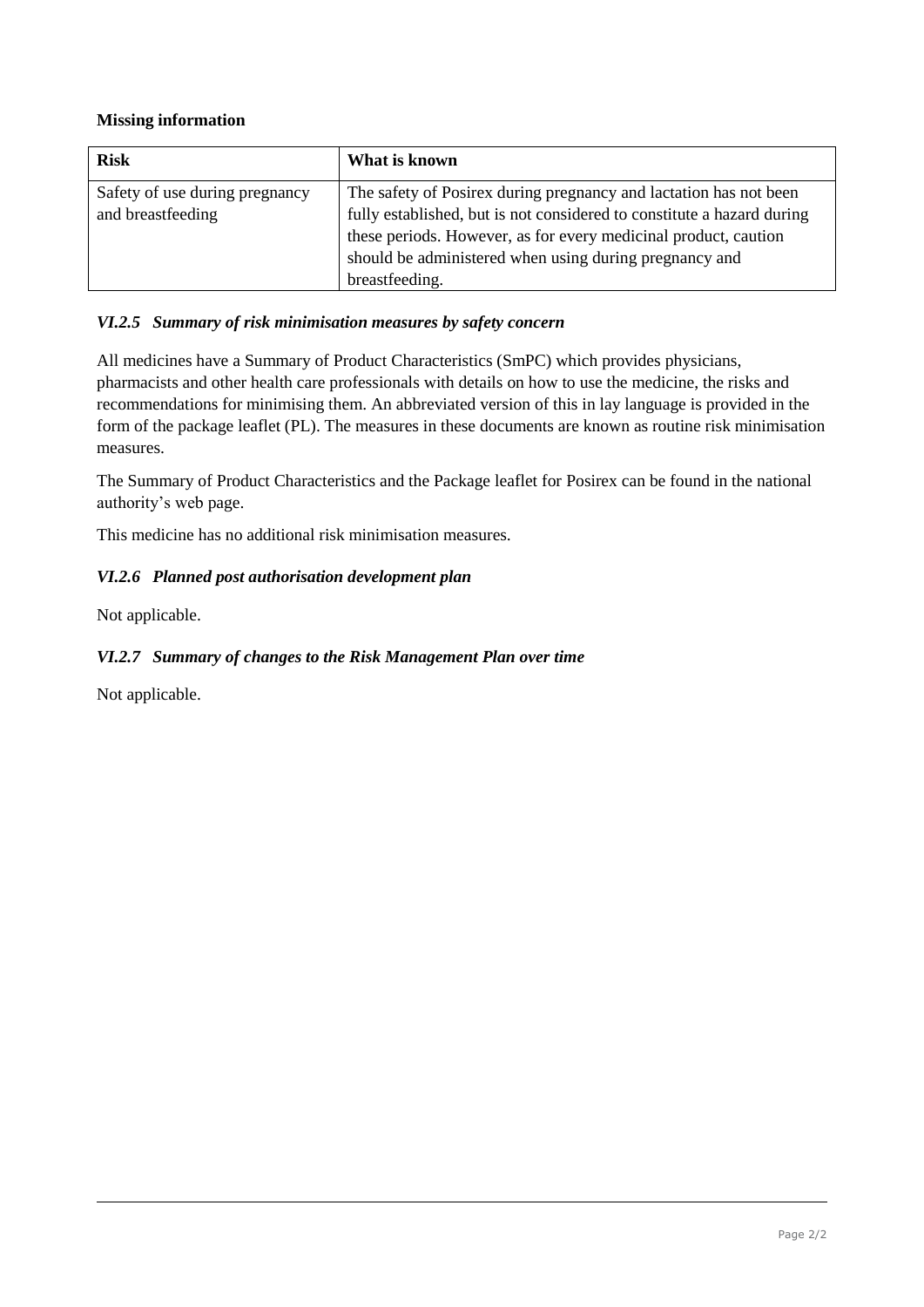**Missing information**

| Risk | What is known |
| --- | --- |
| Safety of use during pregnancy and breastfeeding | The safety of Posirex during pregnancy and lactation has not been fully established, but is not considered to constitute a hazard during these periods. However, as for every medicinal product, caution should be administered when using during pregnancy and breastfeeding. |

### *VI.2.5 Summary of risk minimisation measures by safety concern*

All medicines have a Summary of Product Characteristics (SmPC) which provides physicians, pharmacists and other health care professionals with details on how to use the medicine, the risks and recommendations for minimising them. An abbreviated version of this in lay language is provided in the form of the package leaflet (PL). The measures in these documents are known as routine risk minimisation measures.

The Summary of Product Characteristics and the Package leaflet for Posirex can be found in the national authority's web page.

This medicine has no additional risk minimisation measures.

### *VI.2.6 Planned post authorisation development plan*

Not applicable.

### *VI.2.7 Summary of changes to the Risk Management Plan over time*

Not applicable.